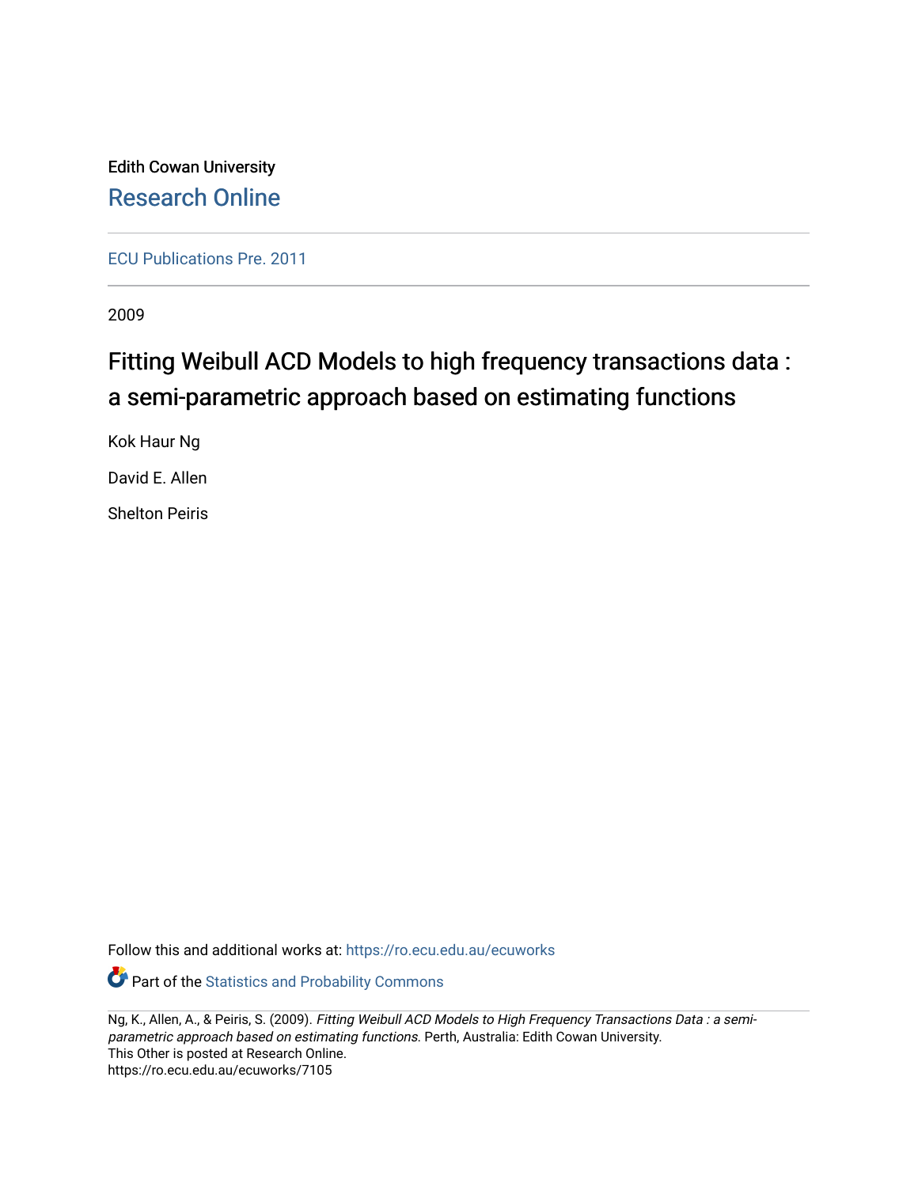Edith Cowan University

Research Online

ECU Publications Pre. 2011

2009

# Fitting Weibull ACD Models to high frequency transactions data : a semi-parametric approach based on estimating functions

Kok Haur Ng

David E. Allen

Shelton Peiris

Follow this and additional works at: https://ro.ecu.edu.au/ecuworks

Part of the Statistics and Probability Commons

Ng, K., Allen, A., & Peiris, S. (2009). *Fitting Weibull ACD Models to High Frequency Transactions Data : a semi-parametric approach based on estimating functions*. Perth, Australia: Edith Cowan University.
This Other is posted at Research Online.
https://ro.ecu.edu.au/ecuworks/7105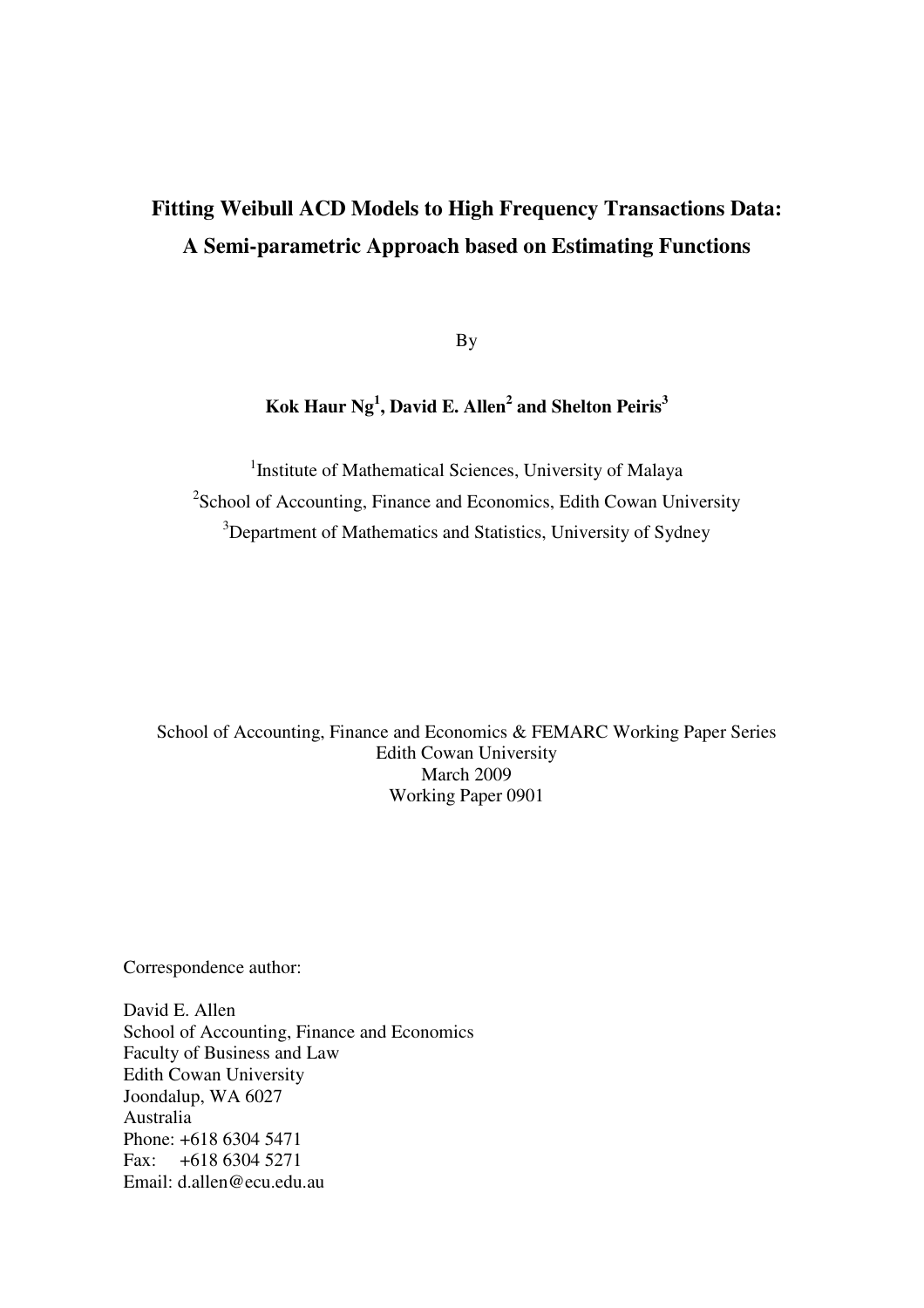# Fitting Weibull ACD Models to High Frequency Transactions Data: A Semi-parametric Approach based on Estimating Functions

By

**Kok Haur Ng[1], David E. Allen[2] and Shelton Peiris[3]**

[1]Institute of Mathematical Sciences, University of Malaya
[2]School of Accounting, Finance and Economics, Edith Cowan University
[3]Department of Mathematics and Statistics, University of Sydney

School of Accounting, Finance and Economics & FEMARC Working Paper Series
Edith Cowan University
March 2009
Working Paper 0901

Correspondence author:

David E. Allen
School of Accounting, Finance and Economics
Faculty of Business and Law
Edith Cowan University
Joondalup, WA 6027
Australia
Phone: +618 6304 5471
Fax: +618 6304 5271
Email: d.allen@ecu.edu.au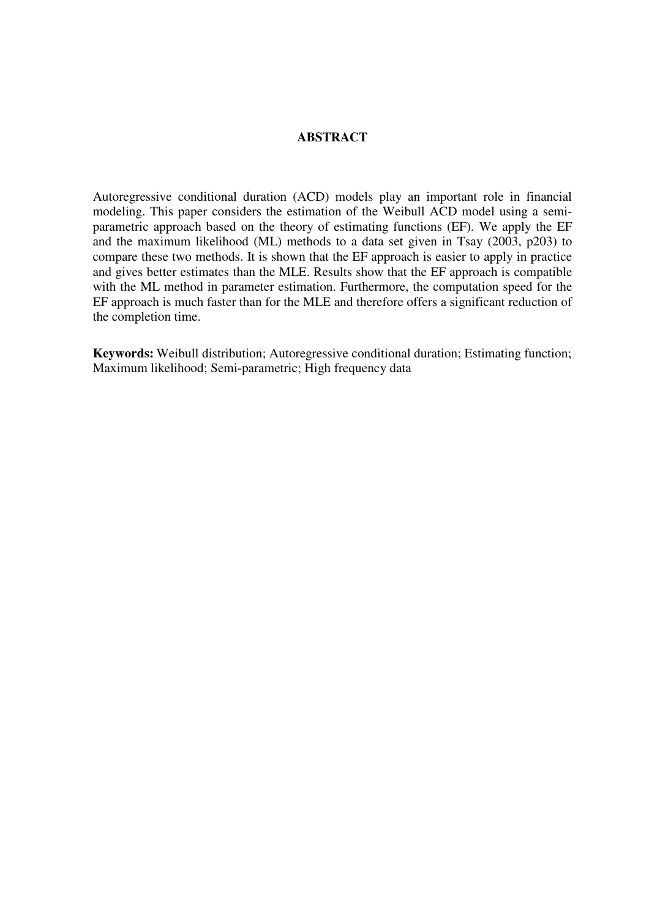## ABSTRACT

Autoregressive conditional duration (ACD) models play an important role in financial modeling. This paper considers the estimation of the Weibull ACD model using a semi-parametric approach based on the theory of estimating functions (EF). We apply the EF and the maximum likelihood (ML) methods to a data set given in Tsay (2003, p203) to compare these two methods. It is shown that the EF approach is easier to apply in practice and gives better estimates than the MLE. Results show that the EF approach is compatible with the ML method in parameter estimation. Furthermore, the computation speed for the EF approach is much faster than for the MLE and therefore offers a significant reduction of the completion time.

**Keywords:** Weibull distribution; Autoregressive conditional duration; Estimating function; Maximum likelihood; Semi-parametric; High frequency data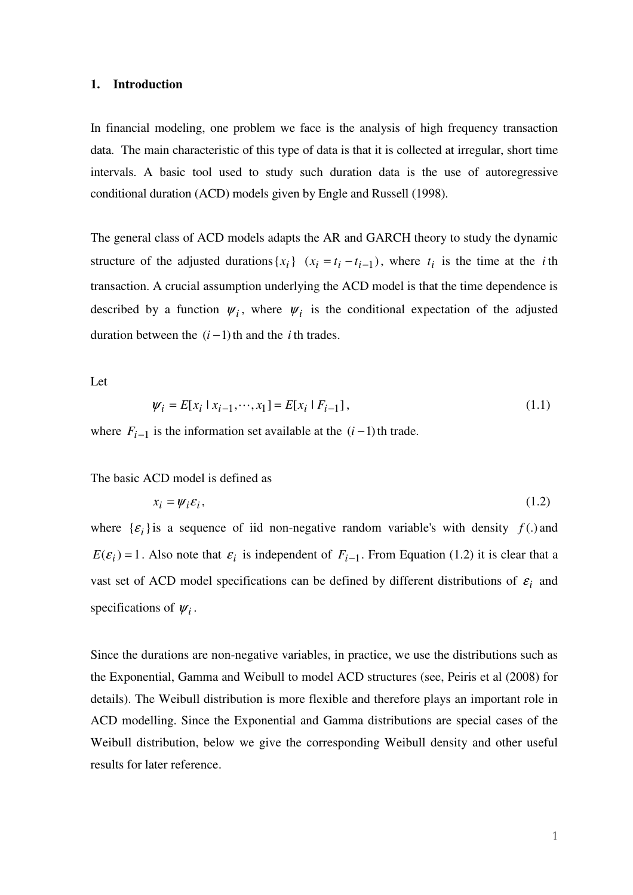## 1. Introduction

In financial modeling, one problem we face is the analysis of high frequency transaction data. The main characteristic of this type of data is that it is collected at irregular, short time intervals. A basic tool used to study such duration data is the use of autoregressive conditional duration (ACD) models given by Engle and Russell (1998).

The general class of ACD models adapts the AR and GARCH theory to study the dynamic structure of the adjusted durations $\{x_i\}$ $(x_i = t_i - t_{i-1})$, where $t_i$ is the time at the $i$th transaction. A crucial assumption underlying the ACD model is that the time dependence is described by a function $\psi_i$, where $\psi_i$ is the conditional expectation of the adjusted duration between the $(i-1)$th and the $i$th trades.

Let

$$\psi_i = E[x_i \mid x_{i-1}, \cdots, x_1] = E[x_i \mid F_{i-1}], \tag{1.1}$$

where $F_{i-1}$ is the information set available at the $(i-1)$th trade.

The basic ACD model is defined as

$$x_i = \psi_i \varepsilon_i, \tag{1.2}$$

where $\{\varepsilon_i\}$ is a sequence of iid non-negative random variable's with density $f(.)$ and $E(\varepsilon_i) = 1$. Also note that $\varepsilon_i$ is independent of $F_{i-1}$. From Equation (1.2) it is clear that a vast set of ACD model specifications can be defined by different distributions of $\varepsilon_i$ and specifications of $\psi_i$.

Since the durations are non-negative variables, in practice, we use the distributions such as the Exponential, Gamma and Weibull to model ACD structures (see, Peiris et al (2008) for details). The Weibull distribution is more flexible and therefore plays an important role in ACD modelling. Since the Exponential and Gamma distributions are special cases of the Weibull distribution, below we give the corresponding Weibull density and other useful results for later reference.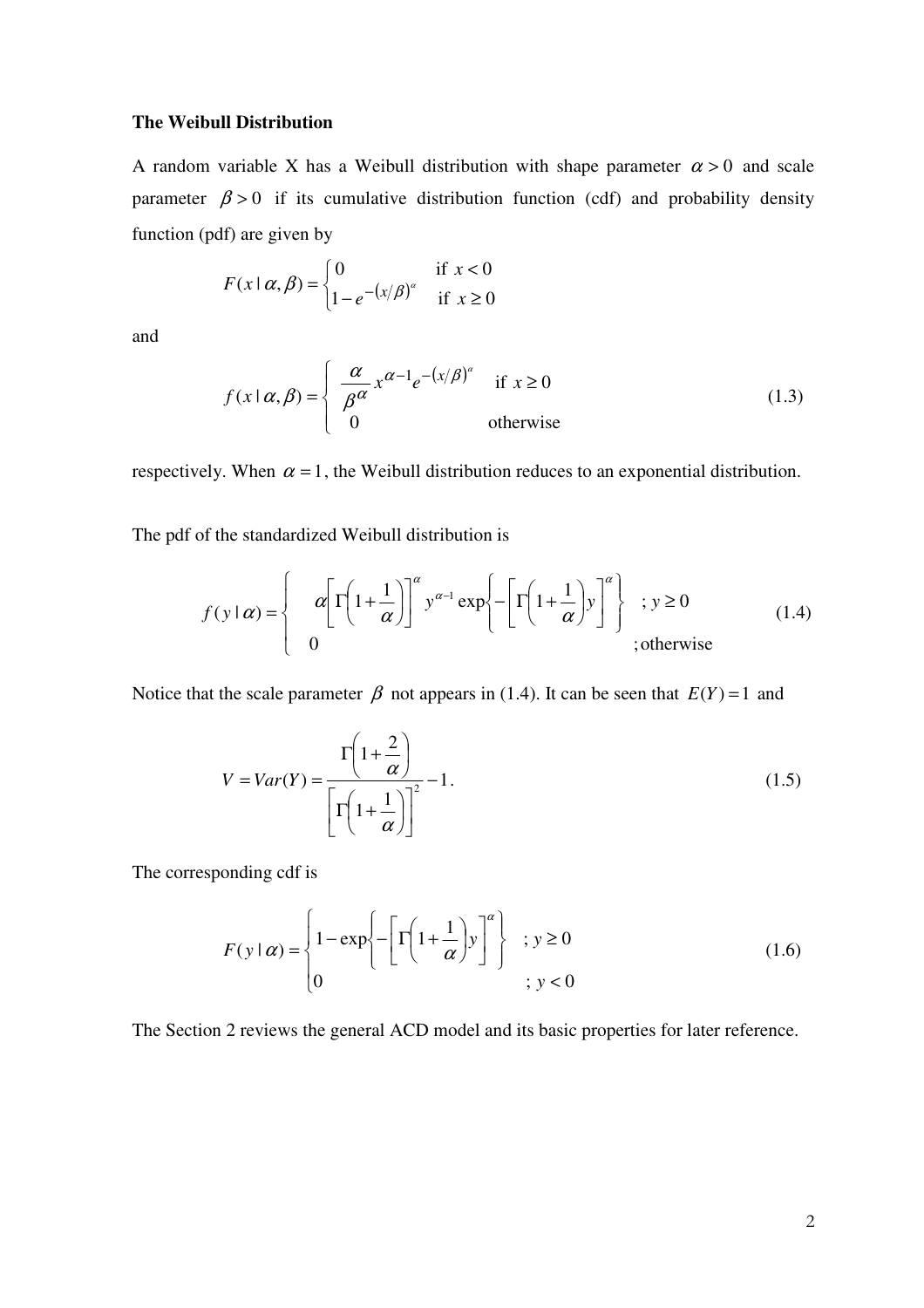**The Weibull Distribution**

A random variable X has a Weibull distribution with shape parameter $\alpha > 0$ and scale parameter $\beta > 0$ if its cumulative distribution function (cdf) and probability density function (pdf) are given by

$$F(x \mid \alpha, \beta) = \begin{cases} 0 & \text{if } x < 0 \\ 1 - e^{-(x/\beta)^{\alpha}} & \text{if } x \geq 0 \end{cases}$$

and

$$f(x \mid \alpha, \beta) = \begin{cases} \dfrac{\alpha}{\beta^{\alpha}} x^{\alpha - 1} e^{-(x/\beta)^{\alpha}} & \text{if } x \geq 0 \\ 0 & \text{otherwise} \end{cases} \tag{1.3}$$

respectively. When $\alpha = 1$, the Weibull distribution reduces to an exponential distribution.

The pdf of the standardized Weibull distribution is

$$f(y \mid \alpha) = \begin{cases} \alpha \left[ \Gamma\left(1 + \dfrac{1}{\alpha}\right) \right]^{\alpha} y^{\alpha - 1} \exp\left\{ -\left[ \Gamma\left(1 + \dfrac{1}{\alpha}\right) y \right]^{\alpha} \right\} & ; y \geq 0 \\ 0 & ; \text{otherwise} \end{cases} \tag{1.4}$$

Notice that the scale parameter $\beta$ not appears in (1.4). It can be seen that $E(Y) = 1$ and

$$V = Var(Y) = \frac{\Gamma\left(1 + \dfrac{2}{\alpha}\right)}{\left[ \Gamma\left(1 + \dfrac{1}{\alpha}\right) \right]^2} - 1. \tag{1.5}$$

The corresponding cdf is

$$F(y \mid \alpha) = \begin{cases} 1 - \exp\left\{ -\left[ \Gamma\left(1 + \dfrac{1}{\alpha}\right) y \right]^{\alpha} \right\} & ; y \geq 0 \\ 0 & ; y < 0 \end{cases} \tag{1.6}$$

The Section 2 reviews the general ACD model and its basic properties for later reference.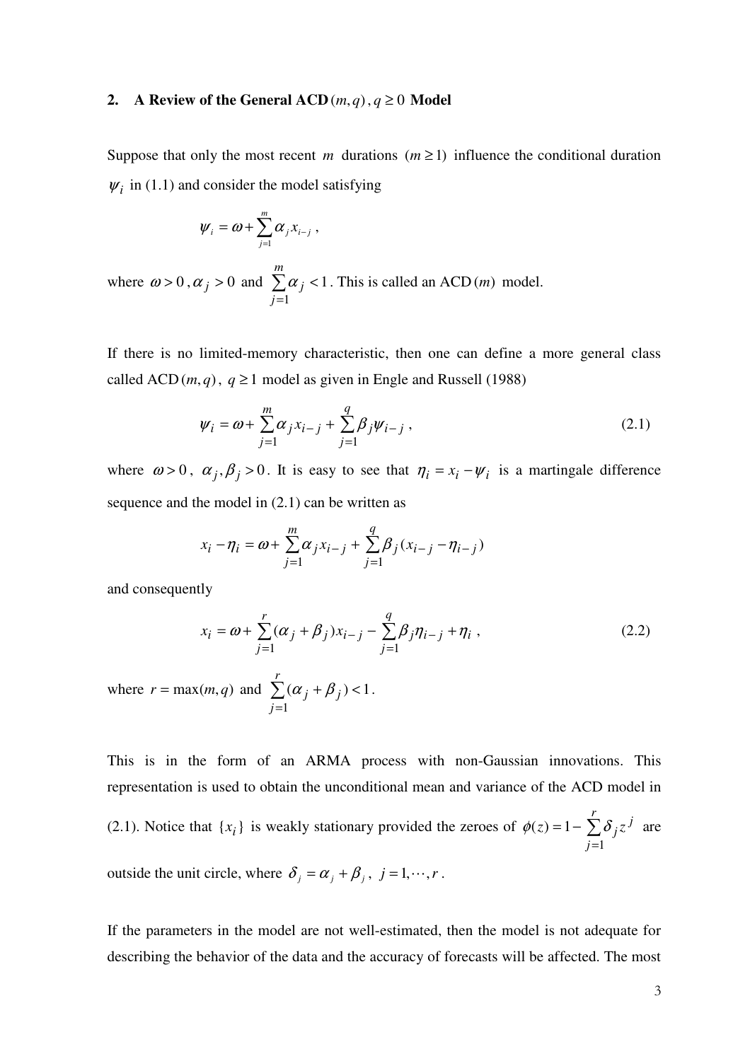## 2. A Review of the General ACD$(m,q)$, $q \geq 0$ Model

Suppose that only the most recent $m$ durations $(m \geq 1)$ influence the conditional duration $\psi_i$ in (1.1) and consider the model satisfying

$$\psi_i = \omega + \sum_{j=1}^{m} \alpha_j x_{i-j} ,$$

where $\omega > 0$, $\alpha_j > 0$ and $\sum_{j=1}^{m} \alpha_j < 1$. This is called an ACD$(m)$ model.

If there is no limited-memory characteristic, then one can define a more general class called ACD$(m,q)$, $q \geq 1$ model as given in Engle and Russell (1988)

$$\psi_i = \omega + \sum_{j=1}^{m} \alpha_j x_{i-j} + \sum_{j=1}^{q} \beta_j \psi_{i-j} , \tag{2.1}$$

where $\omega > 0$, $\alpha_j, \beta_j > 0$. It is easy to see that $\eta_i = x_i - \psi_i$ is a martingale difference sequence and the model in (2.1) can be written as

$$x_i - \eta_i = \omega + \sum_{j=1}^{m} \alpha_j x_{i-j} + \sum_{j=1}^{q} \beta_j (x_{i-j} - \eta_{i-j})$$

and consequently

$$x_i = \omega + \sum_{j=1}^{r} (\alpha_j + \beta_j) x_{i-j} - \sum_{j=1}^{q} \beta_j \eta_{i-j} + \eta_i , \tag{2.2}$$

where $r = \max(m,q)$ and $\sum_{j=1}^{r} (\alpha_j + \beta_j) < 1$.

This is in the form of an ARMA process with non-Gaussian innovations. This representation is used to obtain the unconditional mean and variance of the ACD model in (2.1). Notice that $\{x_i\}$ is weakly stationary provided the zeroes of $\phi(z) = 1 - \sum_{j=1}^{r} \delta_j z^j$ are outside the unit circle, where $\delta_j = \alpha_j + \beta_j$, $j = 1, \cdots, r$.

If the parameters in the model are not well-estimated, then the model is not adequate for describing the behavior of the data and the accuracy of forecasts will be affected. The most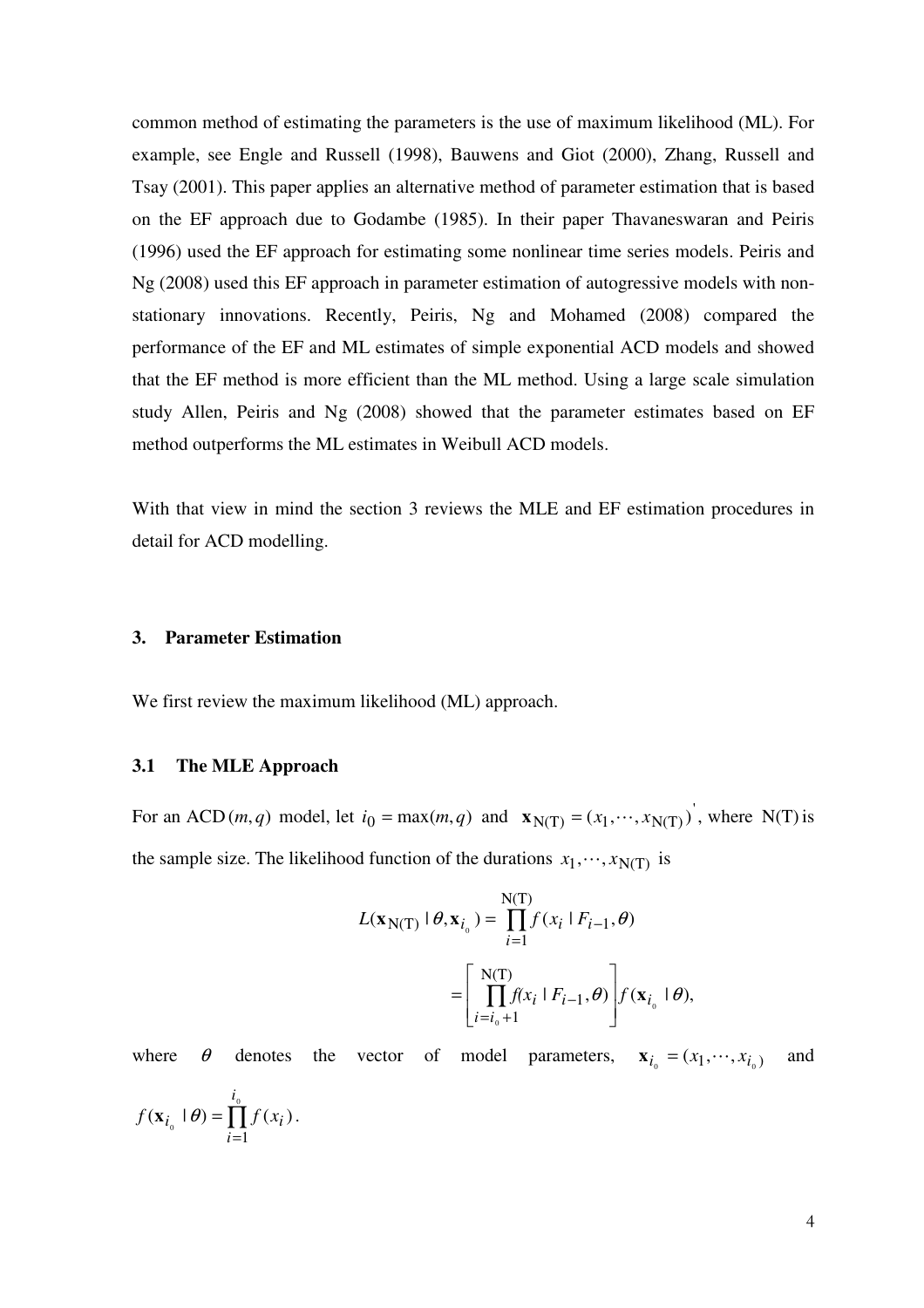common method of estimating the parameters is the use of maximum likelihood (ML). For example, see Engle and Russell (1998), Bauwens and Giot (2000), Zhang, Russell and Tsay (2001). This paper applies an alternative method of parameter estimation that is based on the EF approach due to Godambe (1985). In their paper Thavaneswaran and Peiris (1996) used the EF approach for estimating some nonlinear time series models. Peiris and Ng (2008) used this EF approach in parameter estimation of autogressive models with non-stationary innovations. Recently, Peiris, Ng and Mohamed (2008) compared the performance of the EF and ML estimates of simple exponential ACD models and showed that the EF method is more efficient than the ML method. Using a large scale simulation study Allen, Peiris and Ng (2008) showed that the parameter estimates based on EF method outperforms the ML estimates in Weibull ACD models.

With that view in mind the section 3 reviews the MLE and EF estimation procedures in detail for ACD modelling.

### 3. Parameter Estimation

We first review the maximum likelihood (ML) approach.

#### 3.1 The MLE Approach

For an $\mathrm{ACD}(m,q)$ model, let $i_0 = \max(m,q)$ and $\mathbf{x}_{\mathrm{N(T)}} = (x_1, \cdots, x_{\mathrm{N(T)}})'$, where $\mathrm{N(T)}$ is the sample size. The likelihood function of the durations $x_1, \cdots, x_{\mathrm{N(T)}}$ is

$$
\begin{aligned}
L(\mathbf{x}_{\mathrm{N(T)}} \mid \theta, \mathbf{x}_{i_0}) &= \prod_{i=1}^{\mathrm{N(T)}} f(x_i \mid F_{i-1}, \theta) \\
&= \left[ \prod_{i=i_0+1}^{\mathrm{N(T)}} f(x_i \mid F_{i-1}, \theta) \right] f(\mathbf{x}_{i_0} \mid \theta),
\end{aligned}
$$

where $\theta$ denotes the vector of model parameters, $\mathbf{x}_{i_0} = (x_1, \cdots, x_{i_0})$ and $f(\mathbf{x}_{i_0} \mid \theta) = \prod_{i=1}^{i_0} f(x_i)$.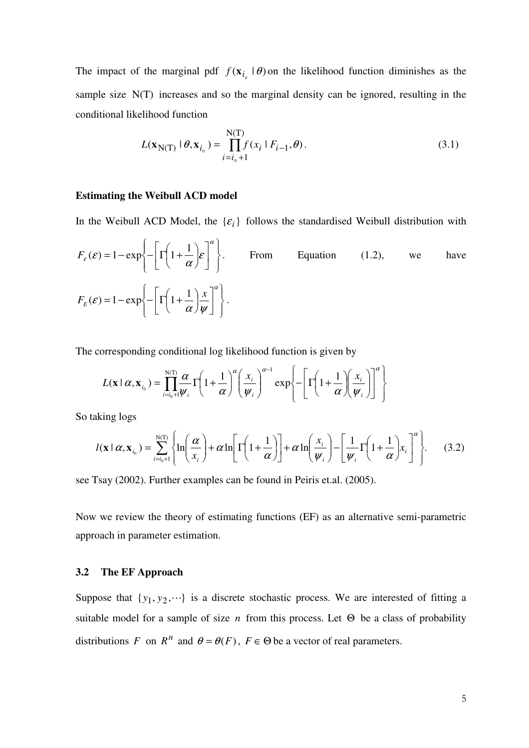The impact of the marginal pdf $f(\mathbf{x}_{i_0} \mid \theta)$ on the likelihood function diminishes as the sample size N(T) increases and so the marginal density can be ignored, resulting in the conditional likelihood function

$$L(\mathbf{x}_{\mathrm{N(T)}} \mid \theta, \mathbf{x}_{i_0}) = \prod_{i=i_0+1}^{\mathrm{N(T)}} f(x_i \mid F_{i-1}, \theta). \tag{3.1}$$

**Estimating the Weibull ACD model**

In the Weibull ACD Model, the $\{\varepsilon_i\}$ follows the standardised Weibull distribution with $F_\varepsilon(\varepsilon) = 1 - \exp\left\{-\left[\Gamma\left(1+\frac{1}{\alpha}\right)\varepsilon\right]^\alpha\right\}$. From Equation (1.2), we have $F_E(\varepsilon) = 1 - \exp\left\{-\left[\Gamma\left(1+\frac{1}{\alpha}\right)\frac{x}{\psi}\right]^\alpha\right\}$.

The corresponding conditional log likelihood function is given by

$$L(\mathbf{x} \mid \alpha, \mathbf{x}_{i_0}) = \prod_{i=i_0+1}^{\mathrm{N(T)}} \frac{\alpha}{\psi_i} \Gamma\left(1+\frac{1}{\alpha}\right)^\alpha \left(\frac{x_i}{\psi_i}\right)^{\alpha-1} \exp\left\{-\left[\Gamma\left(1+\frac{1}{\alpha}\right)\left(\frac{x_i}{\psi_i}\right)\right]^\alpha\right\}$$

So taking logs

$$l(\mathbf{x} \mid \alpha, \mathbf{x}_{i_0}) = \sum_{i=i_0+1}^{\mathrm{N(T)}} \left\{\ln\left(\frac{\alpha}{x_i}\right) + \alpha \ln\left[\Gamma\left(1+\frac{1}{\alpha}\right)\right] + \alpha \ln\left(\frac{x_i}{\psi_i}\right) - \left[\frac{1}{\psi_i}\Gamma\left(1+\frac{1}{\alpha}\right)x_i\right]^\alpha\right\}. \tag{3.2}$$

see Tsay (2002). Further examples can be found in Peiris et.al. (2005).

Now we review the theory of estimating functions (EF) as an alternative semi-parametric approach in parameter estimation.

## 3.2 The EF Approach

Suppose that $\{y_1, y_2, \cdots\}$ is a discrete stochastic process. We are interested of fitting a suitable model for a sample of size $n$ from this process. Let $\Theta$ be a class of probability distributions $F$ on $R^n$ and $\theta = \theta(F)$, $F \in \Theta$ be a vector of real parameters.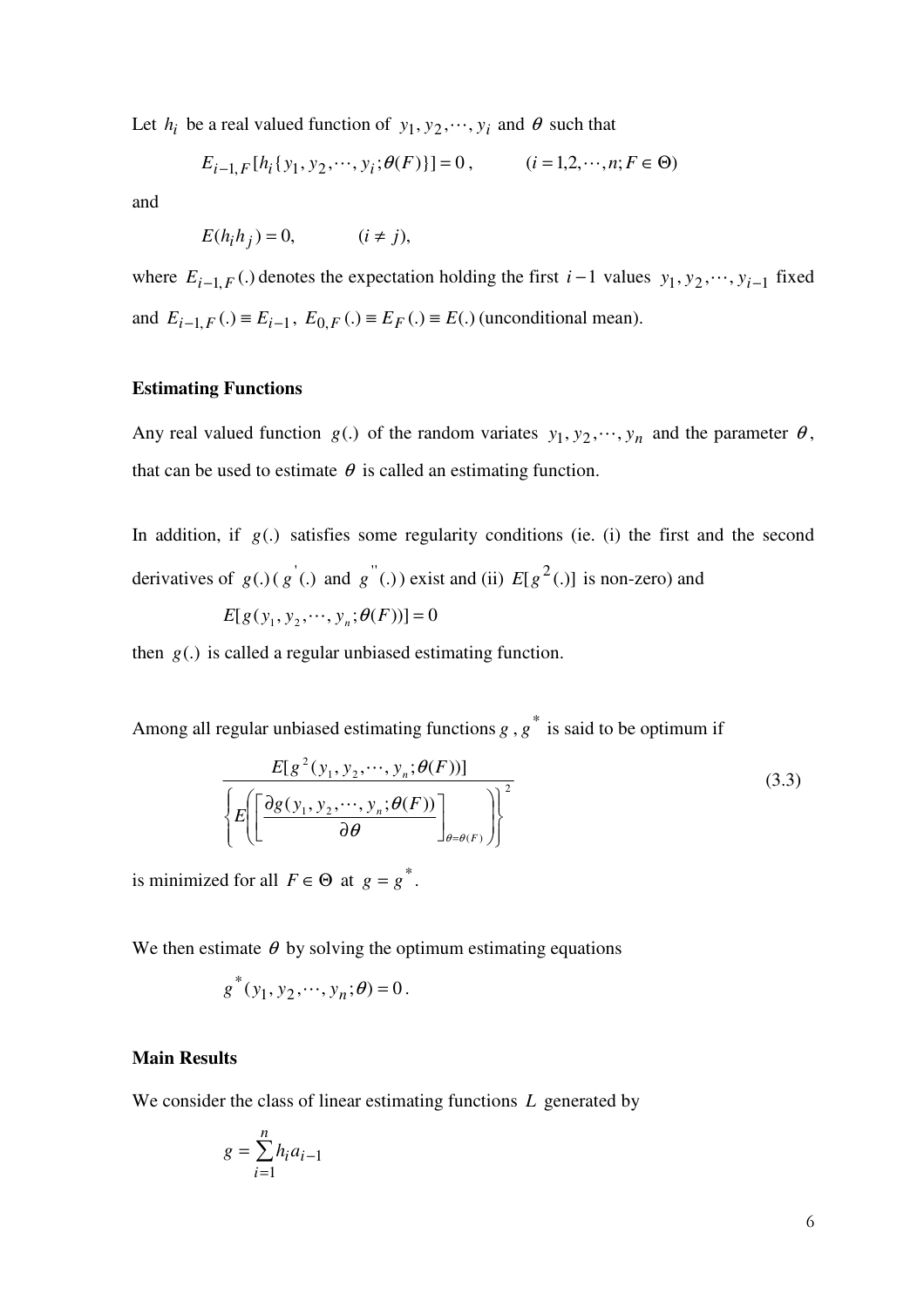Let $h_i$ be a real valued function of $y_1, y_2, \cdots, y_i$ and $\theta$ such that

$$E_{i-1,F}[h_i\{y_1, y_2, \cdots, y_i; \theta(F)\}] = 0\,, \qquad (i = 1, 2, \cdots, n; F \in \Theta)$$

and

$$E(h_i h_j) = 0, \qquad (i \neq j),$$

where $E_{i-1,F}(.)$ denotes the expectation holding the first $i-1$ values $y_1, y_2, \cdots, y_{i-1}$ fixed and $E_{i-1,F}(.) \equiv E_{i-1}$, $E_{0,F}(.) \equiv E_F(.) \equiv E(.)$ (unconditional mean).

**Estimating Functions**

Any real valued function $g(.)$ of the random variates $y_1, y_2, \cdots, y_n$ and the parameter $\theta$, that can be used to estimate $\theta$ is called an estimating function.

In addition, if $g(.)$ satisfies some regularity conditions (ie. (i) the first and the second derivatives of $g(.)$ ($g^{'}(.)$ and $g^{''}(.)$) exist and (ii) $E[g^2(.)]$ is non-zero) and

$$E[g(y_1, y_2, \cdots, y_n; \theta(F))] = 0$$

then $g(.)$ is called a regular unbiased estimating function.

Among all regular unbiased estimating functions $g$, $g^*$ is said to be optimum if

$$\frac{E[g^2(y_1, y_2, \cdots, y_n; \theta(F))]}{\left\{E\left(\left[\frac{\partial g(y_1, y_2, \cdots, y_n; \theta(F))}{\partial \theta}\right]_{\theta=\theta(F)}\right)\right\}^2} \tag{3.3}$$

is minimized for all $F \in \Theta$ at $g = g^*$.

We then estimate $\theta$ by solving the optimum estimating equations

$$g^*(y_1, y_2, \cdots, y_n; \theta) = 0\,.$$

**Main Results**

We consider the class of linear estimating functions $L$ generated by

$$g = \sum_{i=1}^{n} h_i a_{i-1}$$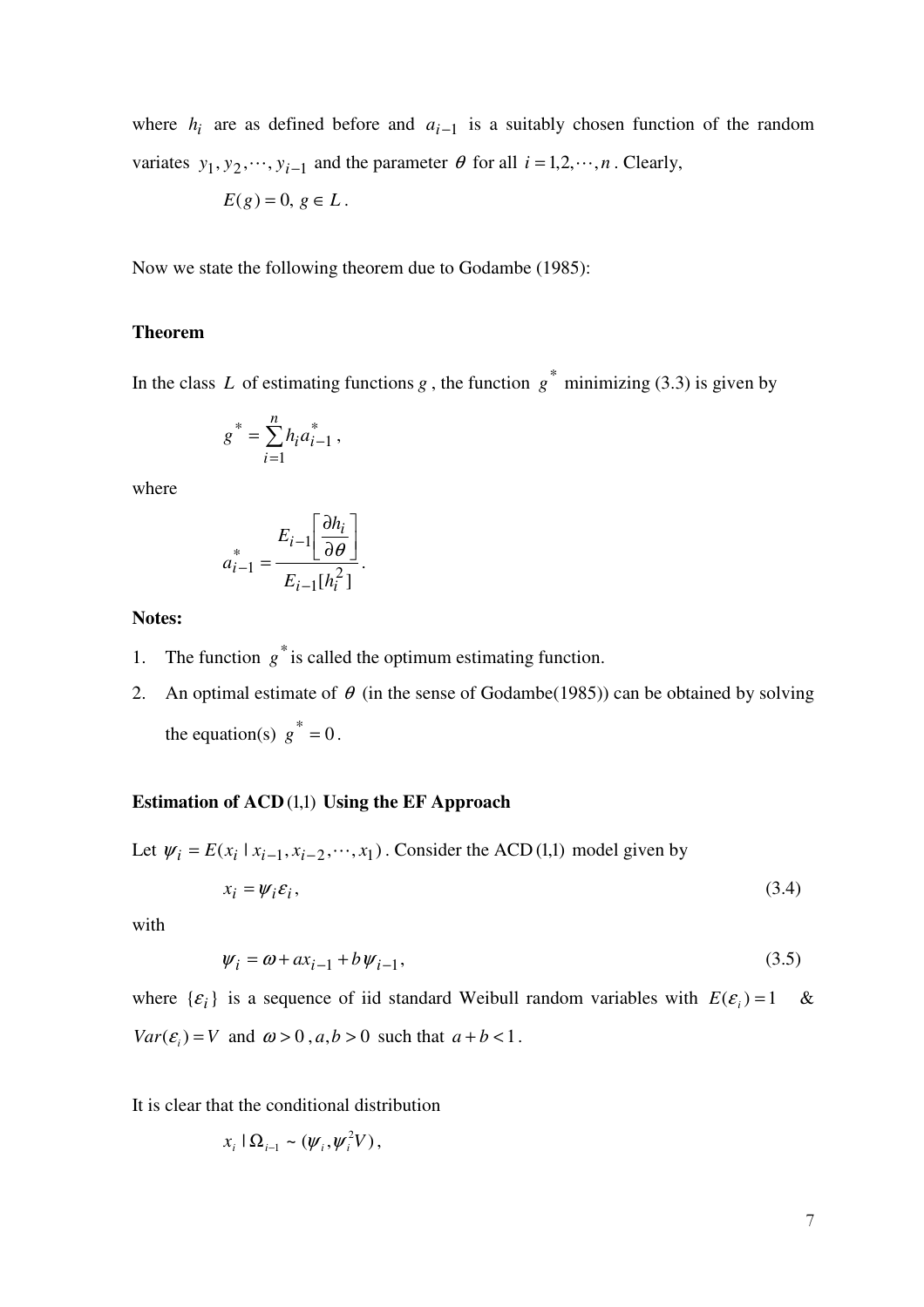where $h_i$ are as defined before and $a_{i-1}$ is a suitably chosen function of the random variates $y_1, y_2, \cdots, y_{i-1}$ and the parameter $\theta$ for all $i = 1, 2, \cdots, n$. Clearly,

$$E(g) = 0, \; g \in L.$$

Now we state the following theorem due to Godambe (1985):

**Theorem**

In the class $L$ of estimating functions $g$, the function $g^*$ minimizing (3.3) is given by

$$g^* = \sum_{i=1}^{n} h_i a_{i-1}^*,$$

where

$$a_{i-1}^* = \frac{E_{i-1}\left[\dfrac{\partial h_i}{\partial \theta}\right]}{E_{i-1}[h_i^2]}.$$

**Notes:**

1. The function $g^*$ is called the optimum estimating function.
2. An optimal estimate of $\theta$ (in the sense of Godambe(1985)) can be obtained by solving the equation(s) $g^* = 0$.

**Estimation of ACD (1,1) Using the EF Approach**

Let $\psi_i = E(x_i \mid x_{i-1}, x_{i-2}, \cdots, x_1)$. Consider the ACD (1,1) model given by

$$x_i = \psi_i \varepsilon_i, \tag{3.4}$$

with

$$\psi_i = \omega + a x_{i-1} + b \psi_{i-1}, \tag{3.5}$$

where $\{\varepsilon_i\}$ is a sequence of iid standard Weibull random variables with $E(\varepsilon_i) = 1$ & $Var(\varepsilon_i) = V$ and $\omega > 0$, $a, b > 0$ such that $a + b < 1$.

It is clear that the conditional distribution

$$x_i \mid \Omega_{i-1} \sim (\psi_i, \psi_i^2 V),$$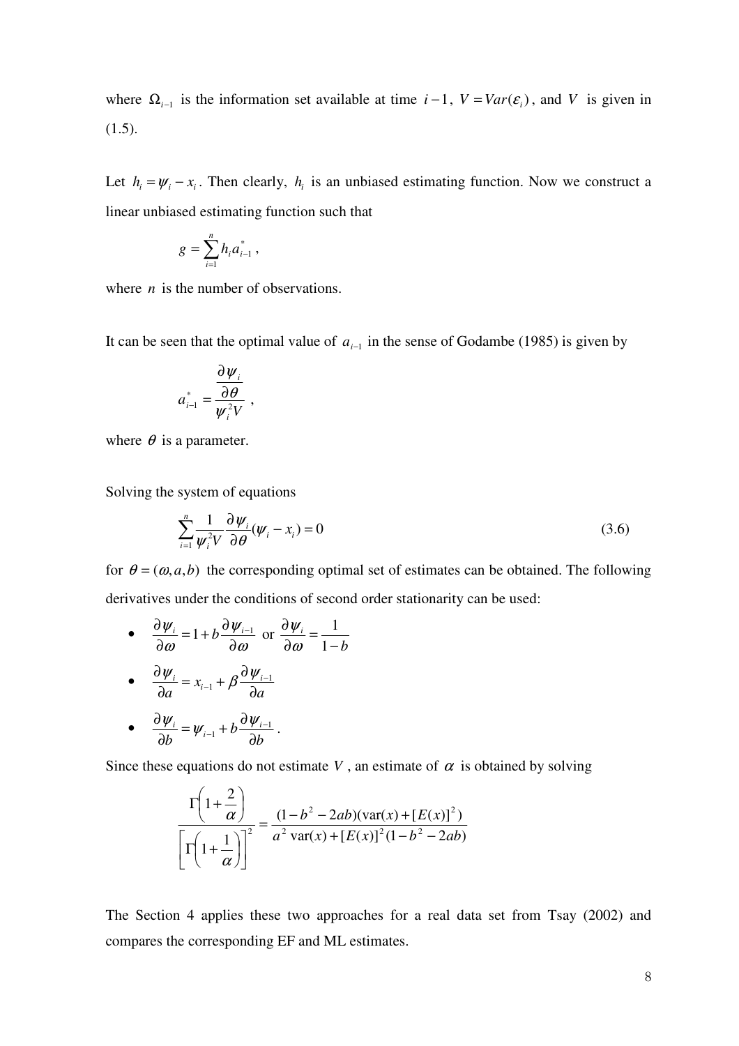where $\Omega_{i-1}$ is the information set available at time $i-1$, $V = Var(\varepsilon_i)$, and $V$ is given in (1.5).

Let $h_i = \psi_i - x_i$. Then clearly, $h_i$ is an unbiased estimating function. Now we construct a linear unbiased estimating function such that

$$g = \sum_{i=1}^{n} h_i a_{i-1}^*,$$

where $n$ is the number of observations.

It can be seen that the optimal value of $a_{i-1}$ in the sense of Godambe (1985) is given by

$$a_{i-1}^* = \frac{\dfrac{\partial \psi_i}{\partial \theta}}{\psi_i^2 V},$$

where $\theta$ is a parameter.

Solving the system of equations

$$\sum_{i=1}^{n} \frac{1}{\psi_i^2 V} \frac{\partial \psi_i}{\partial \theta}(\psi_i - x_i) = 0 \tag{3.6}$$

for $\theta = (\omega, a, b)$ the corresponding optimal set of estimates can be obtained. The following derivatives under the conditions of second order stationarity can be used:

- $\dfrac{\partial \psi_i}{\partial \omega} = 1 + b\dfrac{\partial \psi_{i-1}}{\partial \omega}$ or $\dfrac{\partial \psi_i}{\partial \omega} = \dfrac{1}{1-b}$
- $\dfrac{\partial \psi_i}{\partial a} = x_{i-1} + \beta \dfrac{\partial \psi_{i-1}}{\partial a}$
- $\dfrac{\partial \psi_i}{\partial b} = \psi_{i-1} + b\dfrac{\partial \psi_{i-1}}{\partial b}$.

Since these equations do not estimate $V$, an estimate of $\alpha$ is obtained by solving

$$\frac{\Gamma\left(1+\dfrac{2}{\alpha}\right)}{\left[\Gamma\left(1+\dfrac{1}{\alpha}\right)\right]^2} = \frac{(1-b^2-2ab)(\mathrm{var}(x)+[E(x)]^2)}{a^2\,\mathrm{var}(x)+[E(x)]^2(1-b^2-2ab)}$$

The Section 4 applies these two approaches for a real data set from Tsay (2002) and compares the corresponding EF and ML estimates.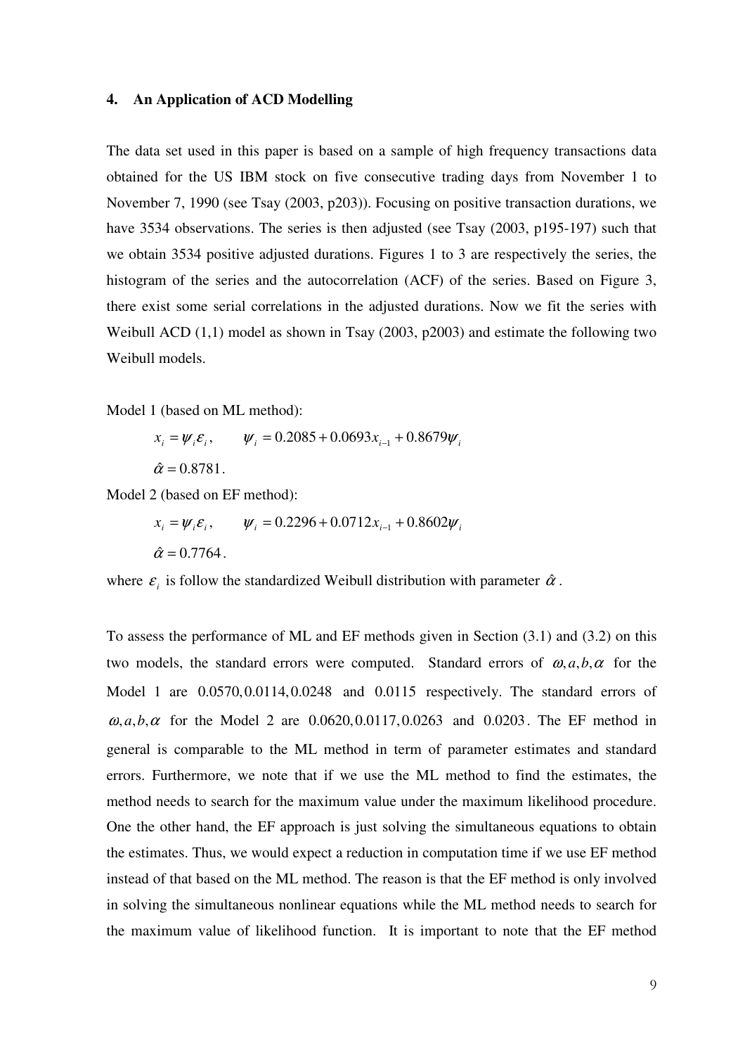## 4. An Application of ACD Modelling

The data set used in this paper is based on a sample of high frequency transactions data obtained for the US IBM stock on five consecutive trading days from November 1 to November 7, 1990 (see Tsay (2003, p203)). Focusing on positive transaction durations, we have 3534 observations. The series is then adjusted (see Tsay (2003, p195-197) such that we obtain 3534 positive adjusted durations. Figures 1 to 3 are respectively the series, the histogram of the series and the autocorrelation (ACF) of the series. Based on Figure 3, there exist some serial correlations in the adjusted durations. Now we fit the series with Weibull ACD (1,1) model as shown in Tsay (2003, p2003) and estimate the following two Weibull models.

Model 1 (based on ML method):

$$x_i = \psi_i \varepsilon_i, \qquad \psi_i = 0.2085 + 0.0693 x_{i-1} + 0.8679 \psi_i$$

$$\hat{\alpha} = 0.8781.$$

Model 2 (based on EF method):

$$x_i = \psi_i \varepsilon_i, \qquad \psi_i = 0.2296 + 0.0712 x_{i-1} + 0.8602 \psi_i$$

$$\hat{\alpha} = 0.7764.$$

where $\varepsilon_i$ is follow the standardized Weibull distribution with parameter $\hat{\alpha}$.

To assess the performance of ML and EF methods given in Section (3.1) and (3.2) on this two models, the standard errors were computed. Standard errors of $\omega, a, b, \alpha$ for the Model 1 are $0.0570, 0.0114, 0.0248$ and $0.0115$ respectively. The standard errors of $\omega, a, b, \alpha$ for the Model 2 are $0.0620, 0.0117, 0.0263$ and $0.0203$. The EF method in general is comparable to the ML method in term of parameter estimates and standard errors. Furthermore, we note that if we use the ML method to find the estimates, the method needs to search for the maximum value under the maximum likelihood procedure. One the other hand, the EF approach is just solving the simultaneous equations to obtain the estimates. Thus, we would expect a reduction in computation time if we use EF method instead of that based on the ML method. The reason is that the EF method is only involved in solving the simultaneous nonlinear equations while the ML method needs to search for the maximum value of likelihood function. It is important to note that the EF method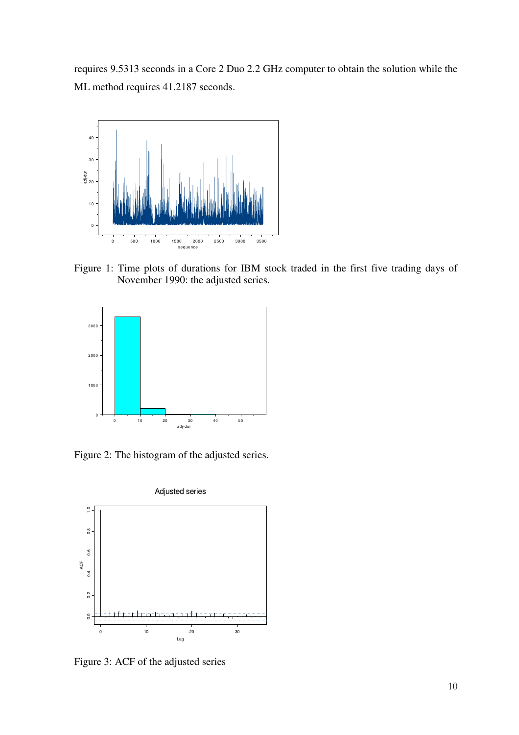requires 9.5313 seconds in a Core 2 Duo 2.2 GHz computer to obtain the solution while the ML method requires 41.2187 seconds.

Figure 1: Time plots of durations for IBM stock traded in the first five trading days of November 1990: the adjusted series.

Figure 2: The histogram of the adjusted series.

Figure 3: ACF of the adjusted series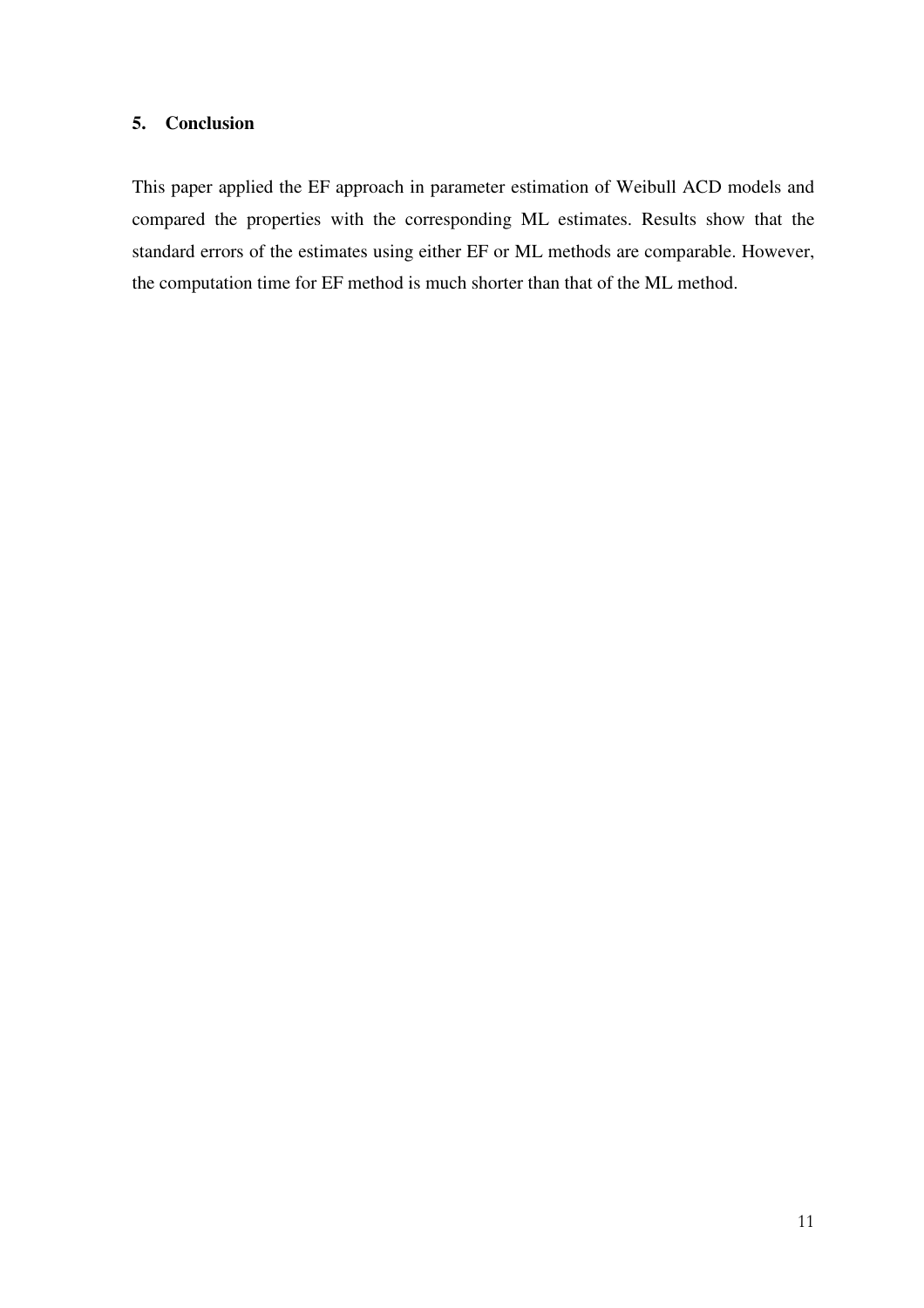## 5. Conclusion

This paper applied the EF approach in parameter estimation of Weibull ACD models and compared the properties with the corresponding ML estimates. Results show that the standard errors of the estimates using either EF or ML methods are comparable. However, the computation time for EF method is much shorter than that of the ML method.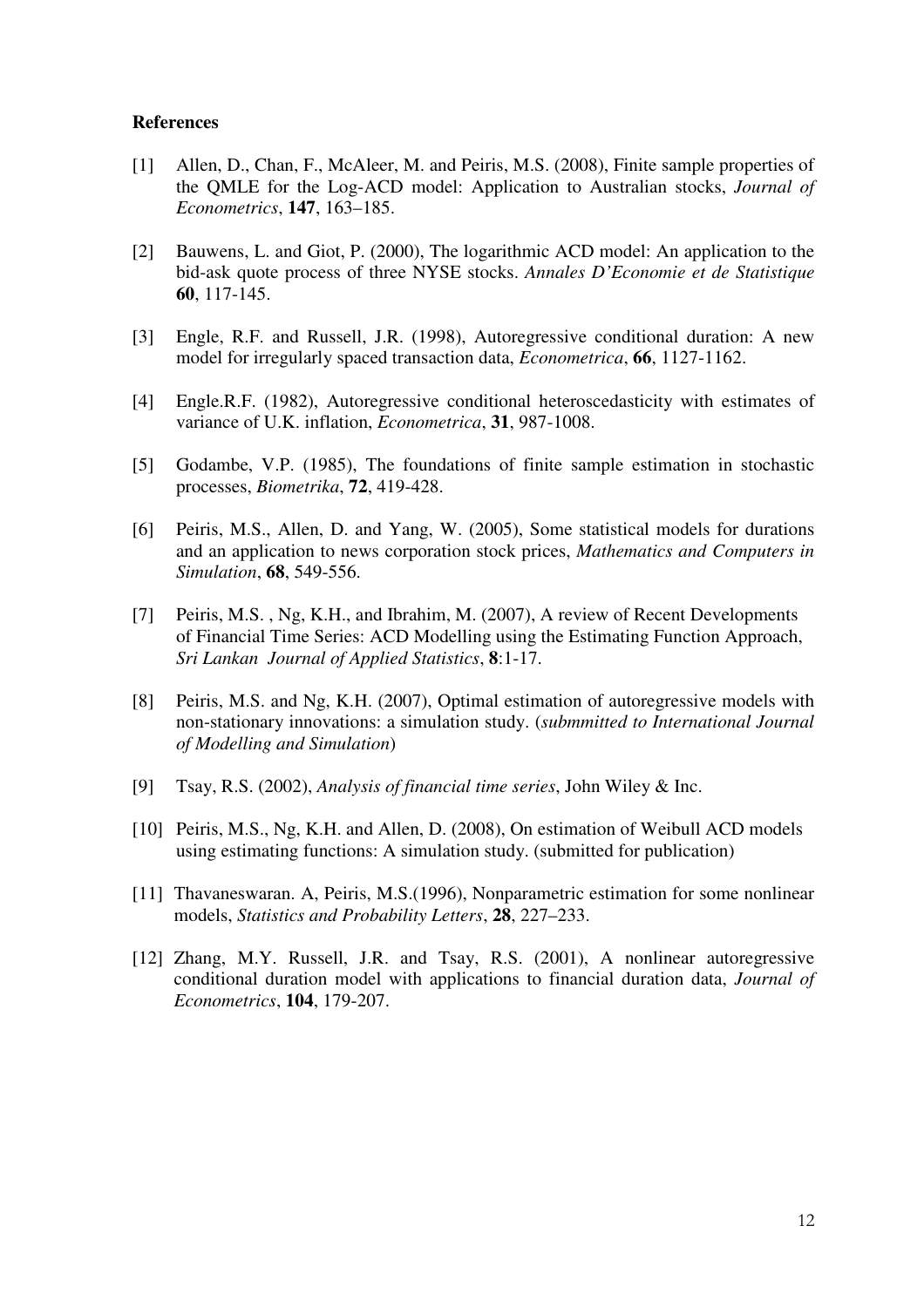## References

[1] Allen, D., Chan, F., McAleer, M. and Peiris, M.S. (2008), Finite sample properties of the QMLE for the Log-ACD model: Application to Australian stocks, *Journal of Econometrics*, **147**, 163–185.

[2] Bauwens, L. and Giot, P. (2000), The logarithmic ACD model: An application to the bid-ask quote process of three NYSE stocks. *Annales D'Economie et de Statistique* **60**, 117-145.

[3] Engle, R.F. and Russell, J.R. (1998), Autoregressive conditional duration: A new model for irregularly spaced transaction data, *Econometrica*, **66**, 1127-1162.

[4] Engle.R.F. (1982), Autoregressive conditional heteroscedasticity with estimates of variance of U.K. inflation, *Econometrica*, **31**, 987-1008.

[5] Godambe, V.P. (1985), The foundations of finite sample estimation in stochastic processes, *Biometrika*, **72**, 419-428.

[6] Peiris, M.S., Allen, D. and Yang, W. (2005), Some statistical models for durations and an application to news corporation stock prices, *Mathematics and Computers in Simulation*, **68**, 549-556.

[7] Peiris, M.S. , Ng, K.H., and Ibrahim, M. (2007), A review of Recent Developments of Financial Time Series: ACD Modelling using the Estimating Function Approach, *Sri Lankan Journal of Applied Statistics*, **8**:1-17.

[8] Peiris, M.S. and Ng, K.H. (2007), Optimal estimation of autoregressive models with non-stationary innovations: a simulation study. (*submmitted to International Journal of Modelling and Simulation*)

[9] Tsay, R.S. (2002), *Analysis of financial time series*, John Wiley & Inc.

[10] Peiris, M.S., Ng, K.H. and Allen, D. (2008), On estimation of Weibull ACD models using estimating functions: A simulation study. (submitted for publication)

[11] Thavaneswaran. A, Peiris, M.S.(1996), Nonparametric estimation for some nonlinear models, *Statistics and Probability Letters*, **28**, 227–233.

[12] Zhang, M.Y. Russell, J.R. and Tsay, R.S. (2001), A nonlinear autoregressive conditional duration model with applications to financial duration data, *Journal of Econometrics*, **104**, 179-207.